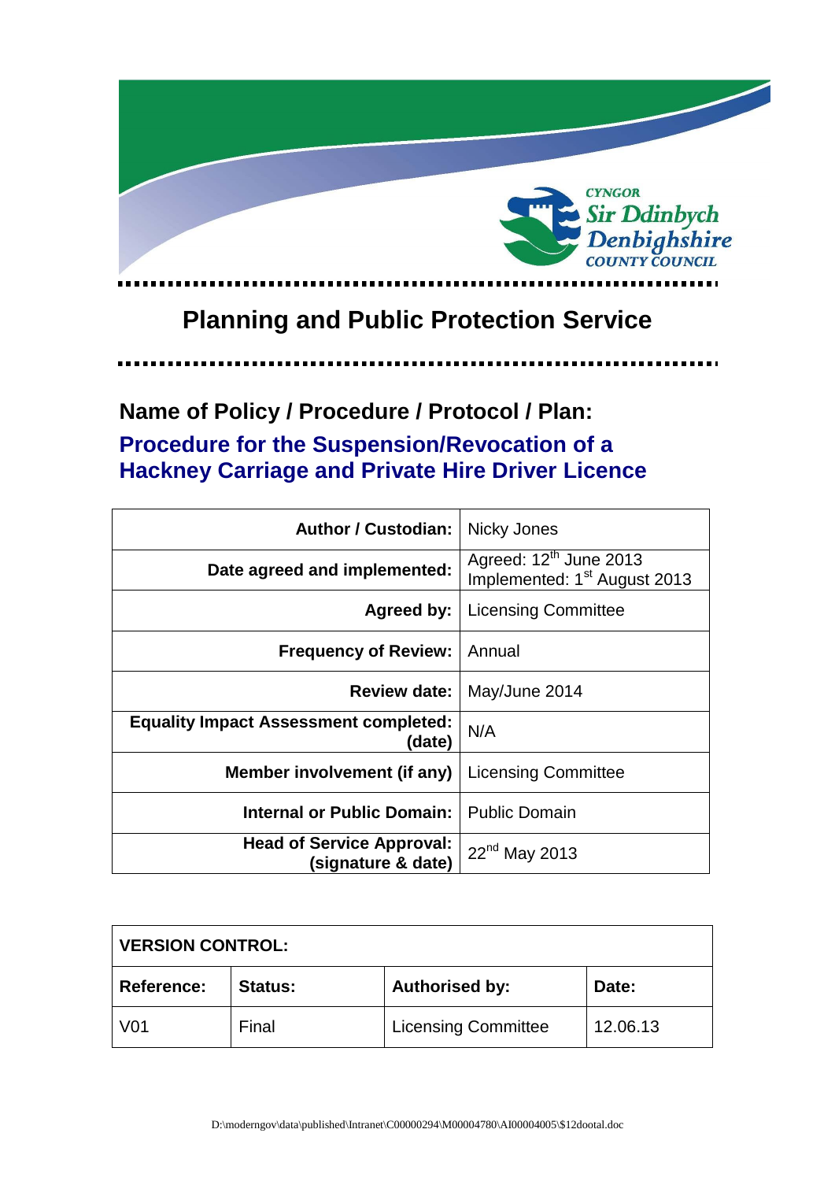CYNGOR
Sir Ddinbych
Denbighshire
COUNTY COUNCIL

# Planning and Public Protection Service

## Name of Policy / Procedure / Protocol / Plan:

## Procedure for the Suspension/Revocation of a Hackney Carriage and Private Hire Driver Licence

| | |
|---|---|
| **Author / Custodian:** | Nicky Jones |
| **Date agreed and implemented:** | Agreed: 12th June 2013<br>Implemented: 1st August 2013 |
| **Agreed by:** | Licensing Committee |
| **Frequency of Review:** | Annual |
| **Review date:** | May/June 2014 |
| **Equality Impact Assessment completed: (date)** | N/A |
| **Member involvement (if any)** | Licensing Committee |
| **Internal or Public Domain:** | Public Domain |
| **Head of Service Approval: (signature & date)** | 22nd May 2013 |

| **VERSION CONTROL:** | | | |
|---|---|---|---|
| **Reference:** | **Status:** | **Authorised by:** | **Date:** |
| V01 | Final | Licensing Committee | 12.06.13 |

D:\moderngov\data\published\Intranet\C00000294\M00004780\AI00004005\$12dootal.doc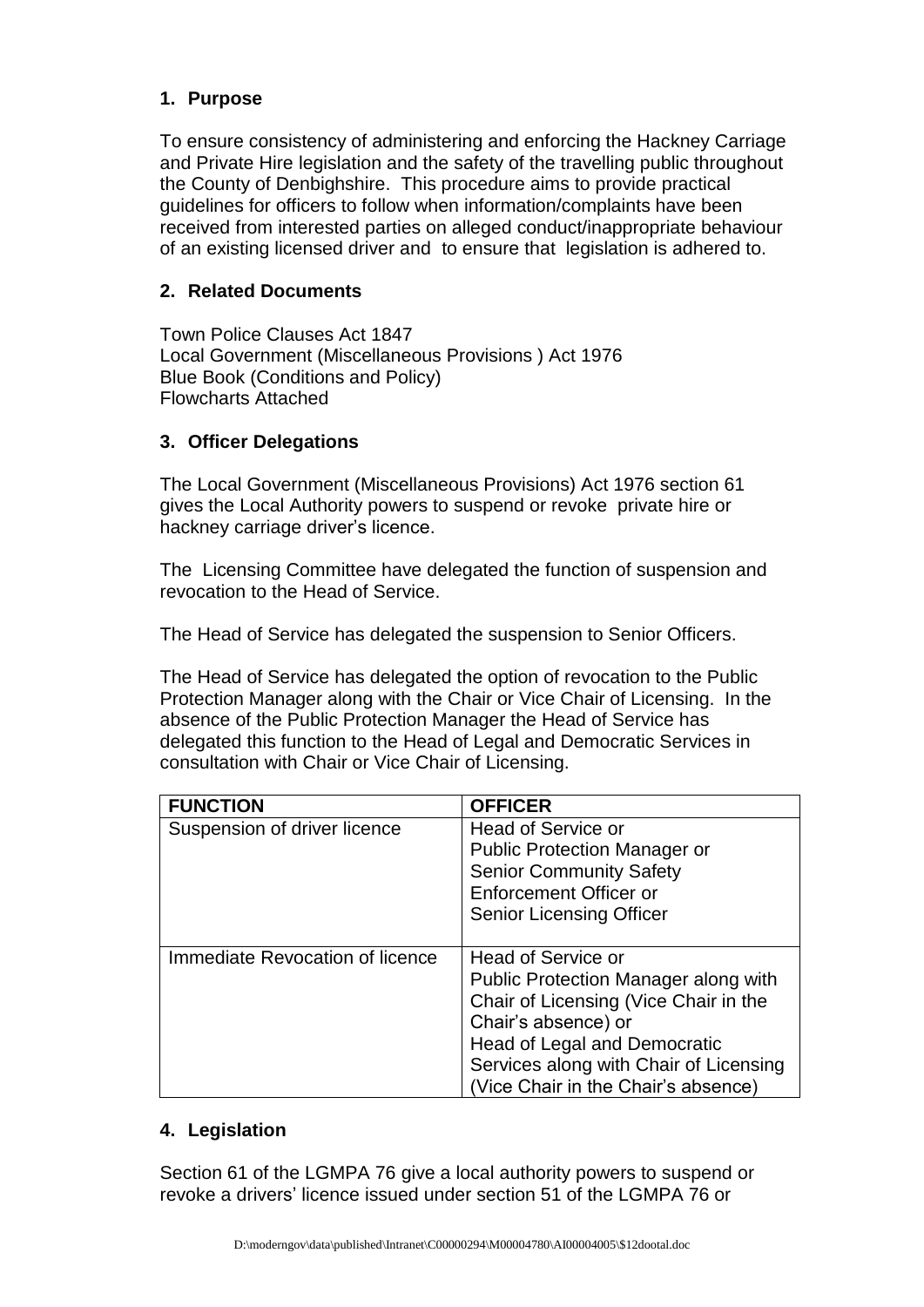## 1. Purpose

To ensure consistency of administering and enforcing the Hackney Carriage and Private Hire legislation and the safety of the travelling public throughout the County of Denbighshire. This procedure aims to provide practical guidelines for officers to follow when information/complaints have been received from interested parties on alleged conduct/inappropriate behaviour of an existing licensed driver and to ensure that legislation is adhered to.

## 2. Related Documents

Town Police Clauses Act 1847
Local Government (Miscellaneous Provisions ) Act 1976
Blue Book (Conditions and Policy)
Flowcharts Attached

## 3. Officer Delegations

The Local Government (Miscellaneous Provisions) Act 1976 section 61 gives the Local Authority powers to suspend or revoke private hire or hackney carriage driver's licence.

The Licensing Committee have delegated the function of suspension and revocation to the Head of Service.

The Head of Service has delegated the suspension to Senior Officers.

The Head of Service has delegated the option of revocation to the Public Protection Manager along with the Chair or Vice Chair of Licensing. In the absence of the Public Protection Manager the Head of Service has delegated this function to the Head of Legal and Democratic Services in consultation with Chair or Vice Chair of Licensing.

| FUNCTION | OFFICER |
|---|---|
| Suspension of driver licence | Head of Service or<br>Public Protection Manager or<br>Senior Community Safety Enforcement Officer or<br>Senior Licensing Officer |
| Immediate Revocation of licence | Head of Service or<br>Public Protection Manager along with Chair of Licensing (Vice Chair in the Chair's absence) or<br>Head of Legal and Democratic Services along with Chair of Licensing (Vice Chair in the Chair's absence) |

## 4. Legislation

Section 61 of the LGMPA 76 give a local authority powers to suspend or revoke a drivers' licence issued under section 51 of the LGMPA 76 or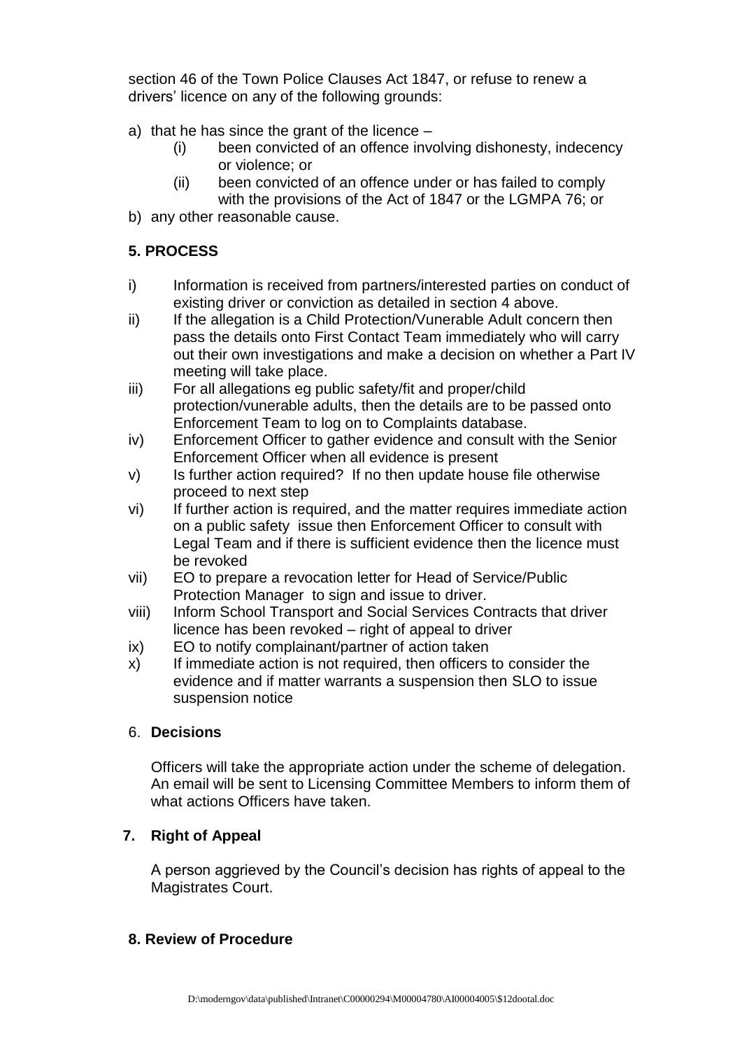section 46 of the Town Police Clauses Act 1847, or refuse to renew a drivers' licence on any of the following grounds:

a) that he has since the grant of the licence –
   (i) been convicted of an offence involving dishonesty, indecency or violence; or
   (ii) been convicted of an offence under or has failed to comply with the provisions of the Act of 1847 or the LGMPA 76; or
b) any other reasonable cause.

## 5. PROCESS

i) Information is received from partners/interested parties on conduct of existing driver or conviction as detailed in section 4 above.
ii) If the allegation is a Child Protection/Vunerable Adult concern then pass the details onto First Contact Team immediately who will carry out their own investigations and make a decision on whether a Part IV meeting will take place.
iii) For all allegations eg public safety/fit and proper/child protection/vunerable adults, then the details are to be passed onto Enforcement Team to log on to Complaints database.
iv) Enforcement Officer to gather evidence and consult with the Senior Enforcement Officer when all evidence is present
v) Is further action required? If no then update house file otherwise proceed to next step
vi) If further action is required, and the matter requires immediate action on a public safety issue then Enforcement Officer to consult with Legal Team and if there is sufficient evidence then the licence must be revoked
vii) EO to prepare a revocation letter for Head of Service/Public Protection Manager to sign and issue to driver.
viii) Inform School Transport and Social Services Contracts that driver licence has been revoked – right of appeal to driver
ix) EO to notify complainant/partner of action taken
x) If immediate action is not required, then officers to consider the evidence and if matter warrants a suspension then SLO to issue suspension notice

## 6. Decisions

Officers will take the appropriate action under the scheme of delegation. An email will be sent to Licensing Committee Members to inform them of what actions Officers have taken.

## 7. Right of Appeal

A person aggrieved by the Council's decision has rights of appeal to the Magistrates Court.

## 8. Review of Procedure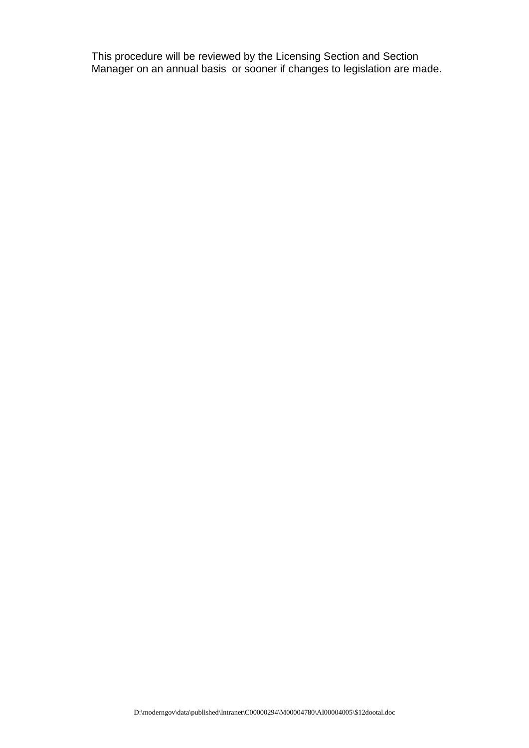This procedure will be reviewed by the Licensing Section and Section Manager on an annual basis  or sooner if changes to legislation are made.